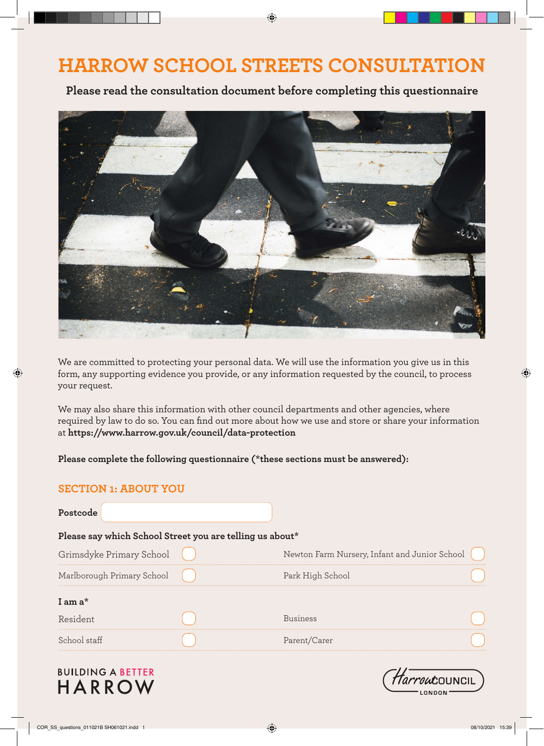# HARROW SCHOOL STREETS CONSULTATION

**Please read the consultation document before completing this questionnaire**

We are committed to protecting your personal data. We will use the information you give us in this form, any supporting evidence you provide, or any information requested by the council, to process your request.

We may also share this information with other council departments and other agencies, where required by law to do so. You can find out more about how we use and store or share your information at **https://www.harrow.gov.uk/council/data-protection**

**Please complete the following questionnaire (*these sections must be answered):**

## SECTION 1: ABOUT YOU

**Postcode** ____________________

**Please say which School Street you are telling us about***

| | | | |
|---|---|---|---|
| Grimsdyke Primary School | ☐ | Newton Farm Nursery, Infant and Junior School | ☐ |
| Marlborough Primary School | ☐ | Park High School | ☐ |

**I am a***

| | | | |
|---|---|---|---|
| Resident | ☐ | Business | ☐ |
| School staff | ☐ | Parent/Carer | ☐ |

BUILDING A BETTER HARROW

Harrow COUNCIL LONDON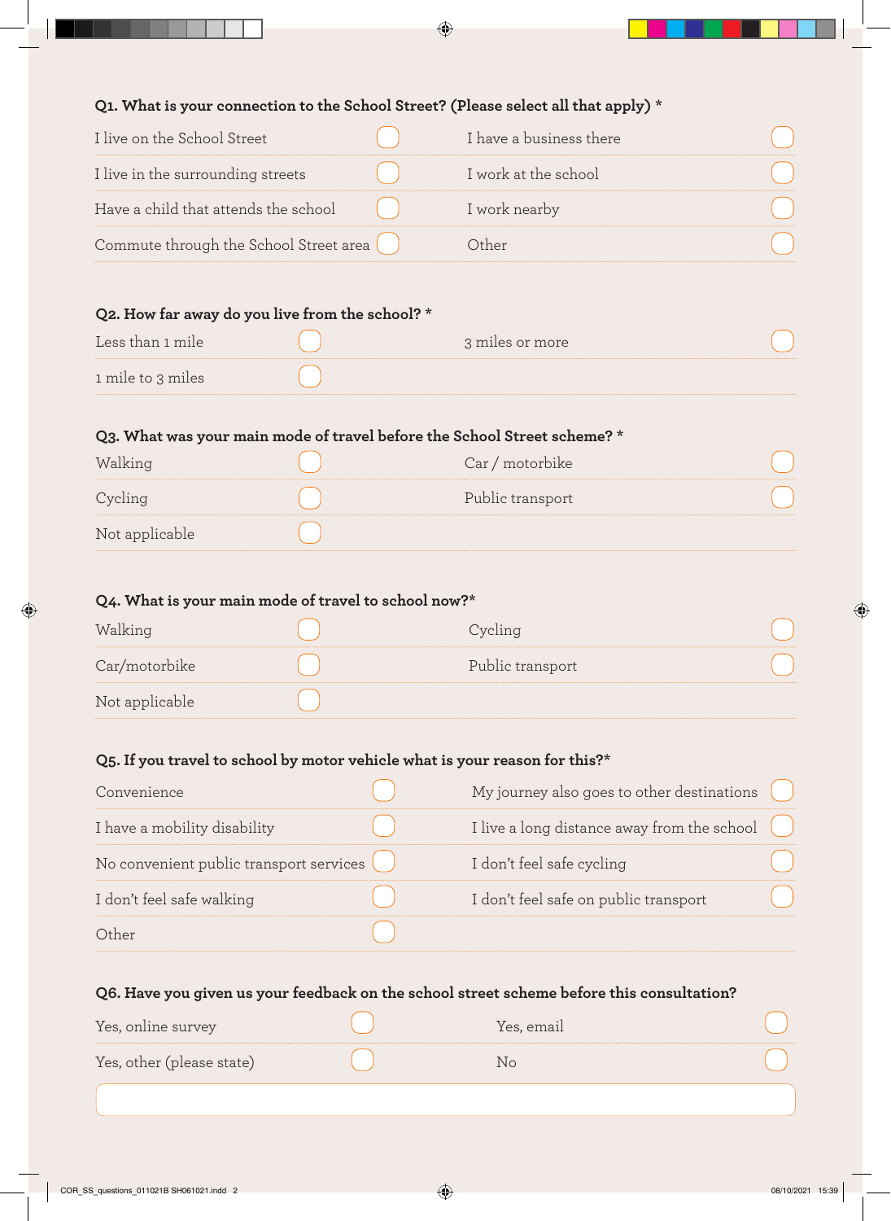**Q1. What is your connection to the School Street? (Please select all that apply) ***

- I live on the School Street
- I have a business there
- I live in the surrounding streets
- I work at the school
- Have a child that attends the school
- I work nearby
- Commute through the School Street area
- Other

**Q2. How far away do you live from the school? ***

- Less than 1 mile
- 3 miles or more
- 1 mile to 3 miles

**Q3. What was your main mode of travel before the School Street scheme? ***

- Walking
- Car / motorbike
- Cycling
- Public transport
- Not applicable

**Q4. What is your main mode of travel to school now?***

- Walking
- Cycling
- Car/motorbike
- Public transport
- Not applicable

**Q5. If you travel to school by motor vehicle what is your reason for this?***

- Convenience
- My journey also goes to other destinations
- I have a mobility disability
- I live a long distance away from the school
- No convenient public transport services
- I don't feel safe cycling
- I don't feel safe walking
- I don't feel safe on public transport
- Other

**Q6. Have you given us your feedback on the school street scheme before this consultation?**

- Yes, online survey
- Yes, email
- Yes, other (please state)
- No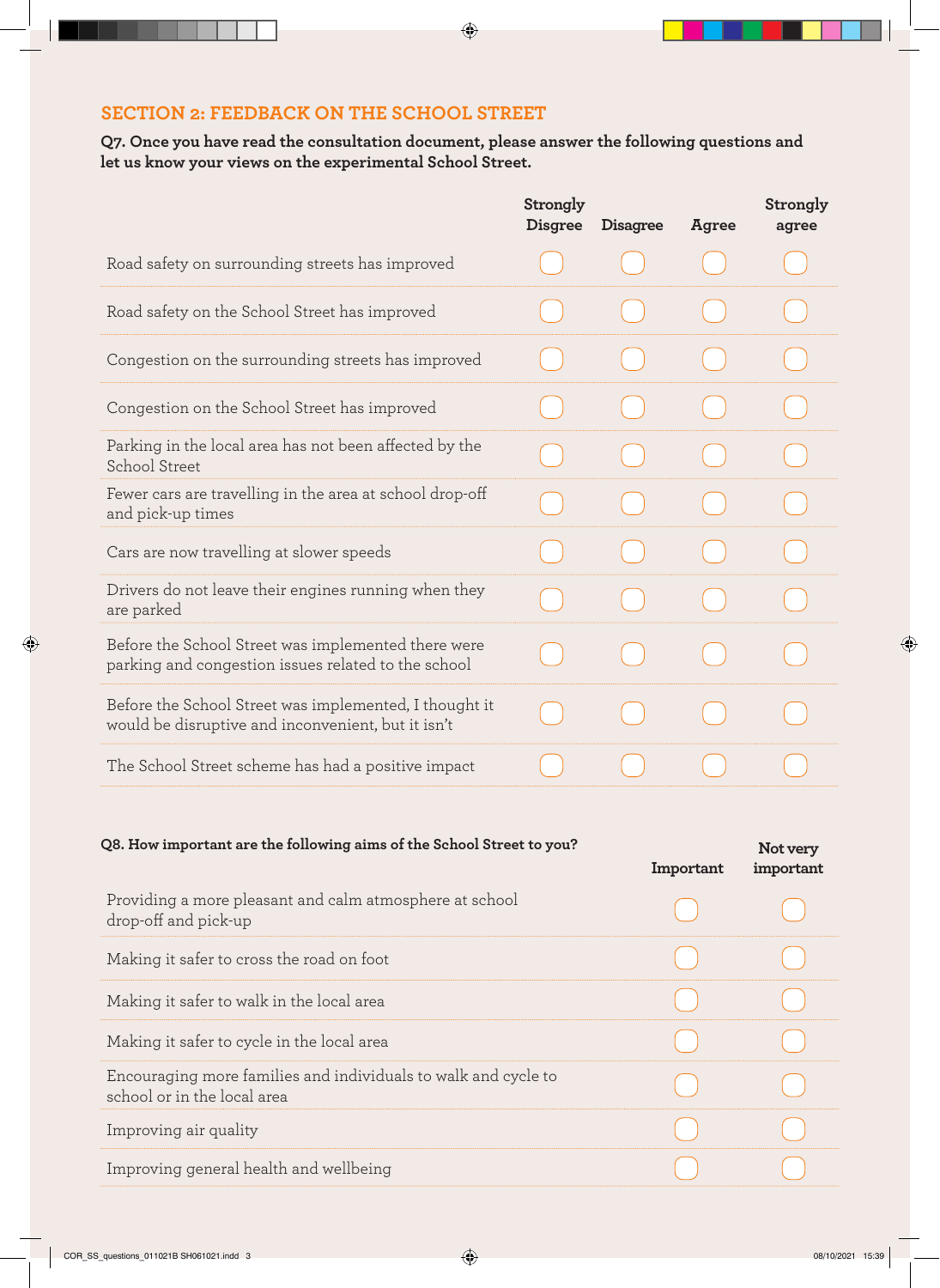## SECTION 2: FEEDBACK ON THE SCHOOL STREET

**Q7. Once you have read the consultation document, please answer the following questions and let us know your views on the experimental School Street.**

| | Strongly Disgree | Disagree | Agree | Strongly agree |
|---|---|---|---|---|
| Road safety on surrounding streets has improved | | | | |
| Road safety on the School Street has improved | | | | |
| Congestion on the surrounding streets has improved | | | | |
| Congestion on the School Street has improved | | | | |
| Parking in the local area has not been affected by the School Street | | | | |
| Fewer cars are travelling in the area at school drop-off and pick-up times | | | | |
| Cars are now travelling at slower speeds | | | | |
| Drivers do not leave their engines running when they are parked | | | | |
| Before the School Street was implemented there were parking and congestion issues related to the school | | | | |
| Before the School Street was implemented, I thought it would be disruptive and inconvenient, but it isn't | | | | |
| The School Street scheme has had a positive impact | | | | |

**Q8. How important are the following aims of the School Street to you?**

| | Important | Not very important |
|---|---|---|
| Providing a more pleasant and calm atmosphere at school drop-off and pick-up | | |
| Making it safer to cross the road on foot | | |
| Making it safer to walk in the local area | | |
| Making it safer to cycle in the local area | | |
| Encouraging more families and individuals to walk and cycle to school or in the local area | | |
| Improving air quality | | |
| Improving general health and wellbeing | | |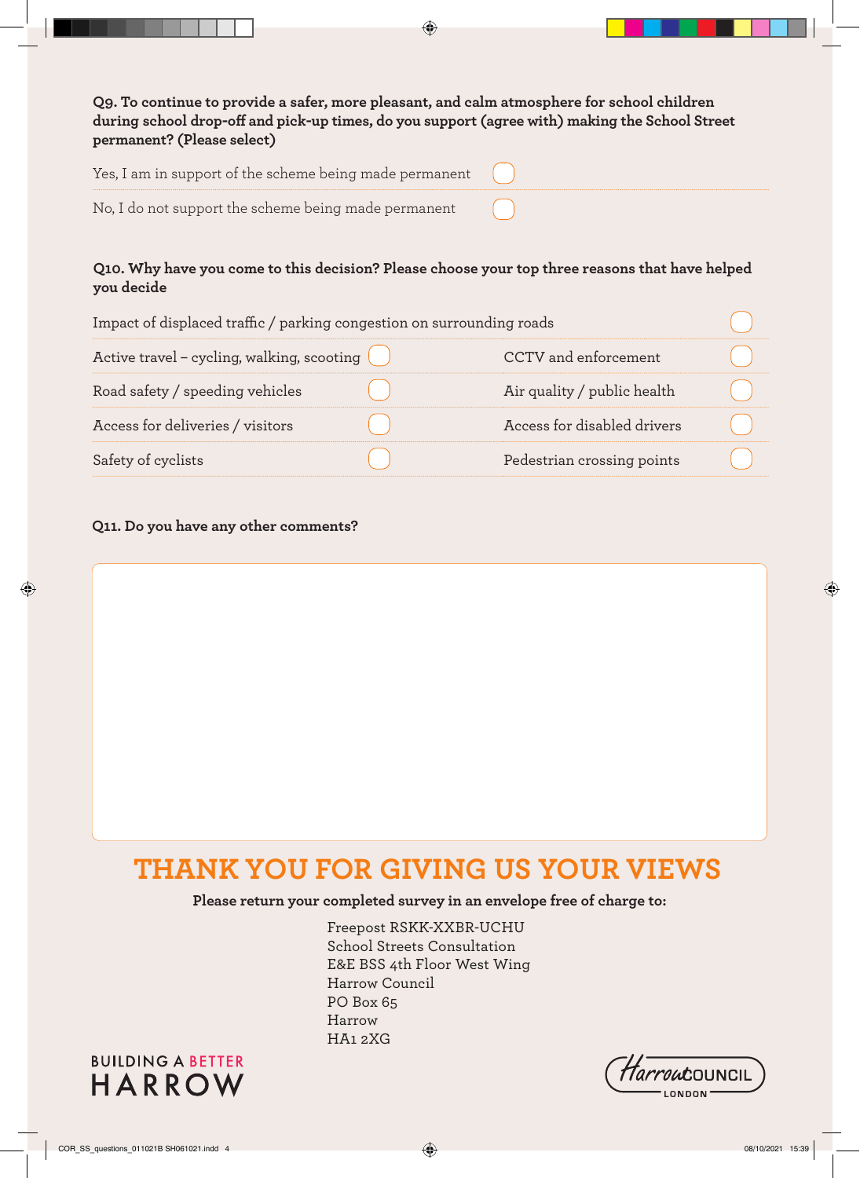**Q9. To continue to provide a safer, more pleasant, and calm atmosphere for school children during school drop-off and pick-up times, do you support (agree with) making the School Street permanent? (Please select)**

- [ ] Yes, I am in support of the scheme being made permanent
- [ ] No, I do not support the scheme being made permanent

**Q10. Why have you come to this decision? Please choose your top three reasons that have helped you decide**

- [ ] Impact of displaced traffic / parking congestion on surrounding roads
- [ ] Active travel – cycling, walking, scooting
- [ ] CCTV and enforcement
- [ ] Road safety / speeding vehicles
- [ ] Air quality / public health
- [ ] Access for deliveries / visitors
- [ ] Access for disabled drivers
- [ ] Safety of cyclists
- [ ] Pedestrian crossing points

**Q11. Do you have any other comments?**

## THANK YOU FOR GIVING US YOUR VIEWS

**Please return your completed survey in an envelope free of charge to:**

Freepost RSKK-XXBR-UCHU
School Streets Consultation
E&E BSS 4th Floor West Wing
Harrow Council
PO Box 65
Harrow
HA1 2XG

BUILDING A BETTER HARROW

Harrow COUNCIL LONDON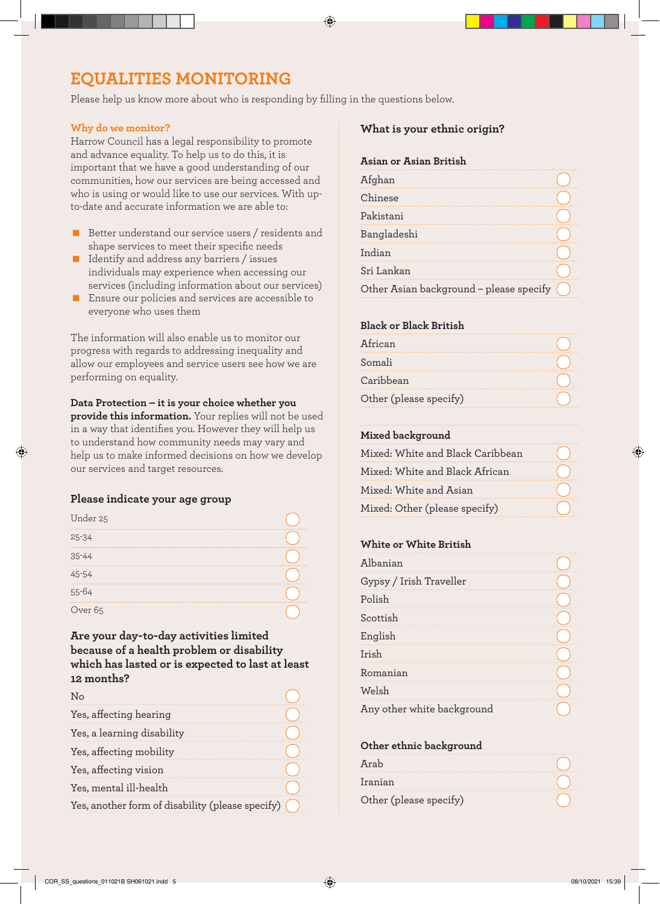# EQUALITIES MONITORING

Please help us know more about who is responding by filling in the questions below.

### Why do we monitor?

Harrow Council has a legal responsibility to promote and advance equality. To help us to do this, it is important that we have a good understanding of our communities, how our services are being accessed and who is using or would like to use our services. With up-to-date and accurate information we are able to:

- Better understand our service users / residents and shape services to meet their specific needs
- Identify and address any barriers / issues individuals may experience when accessing our services (including information about our services)
- Ensure our policies and services are accessible to everyone who uses them

The information will also enable us to monitor our progress with regards to addressing inequality and allow our employees and service users see how we are performing on equality.

**Data Protection – it is your choice whether you provide this information.** Your replies will not be used in a way that identifies you. However they will help us to understand how community needs may vary and help us to make informed decisions on how we develop our services and target resources.

### Please indicate your age group

- Under 25 ◯
- 25-34 ◯
- 35-44 ◯
- 45-54 ◯
- 55-64 ◯
- Over 65 ◯

### Are your day-to-day activities limited because of a health problem or disability which has lasted or is expected to last at least 12 months?

- No ◯
- Yes, affecting hearing ◯
- Yes, a learning disability ◯
- Yes, affecting mobility ◯
- Yes, affecting vision ◯
- Yes, mental ill-health ◯
- Yes, another form of disability (please specify) ◯

### What is your ethnic origin?

**Asian or Asian British**

- Afghan ◯
- Chinese ◯
- Pakistani ◯
- Bangladeshi ◯
- Indian ◯
- Sri Lankan ◯
- Other Asian background – please specify ◯

**Black or Black British**

- African ◯
- Somali ◯
- Caribbean ◯
- Other (please specify) ◯

**Mixed background**

- Mixed: White and Black Caribbean ◯
- Mixed: White and Black African ◯
- Mixed: White and Asian ◯
- Mixed: Other (please specify) ◯

**White or White British**

- Albanian ◯
- Gypsy / Irish Traveller ◯
- Polish ◯
- Scottish ◯
- English ◯
- Irish ◯
- Romanian ◯
- Welsh ◯
- Any other white background ◯

**Other ethnic background**

- Arab ◯
- Iranian ◯
- Other (please specify) ◯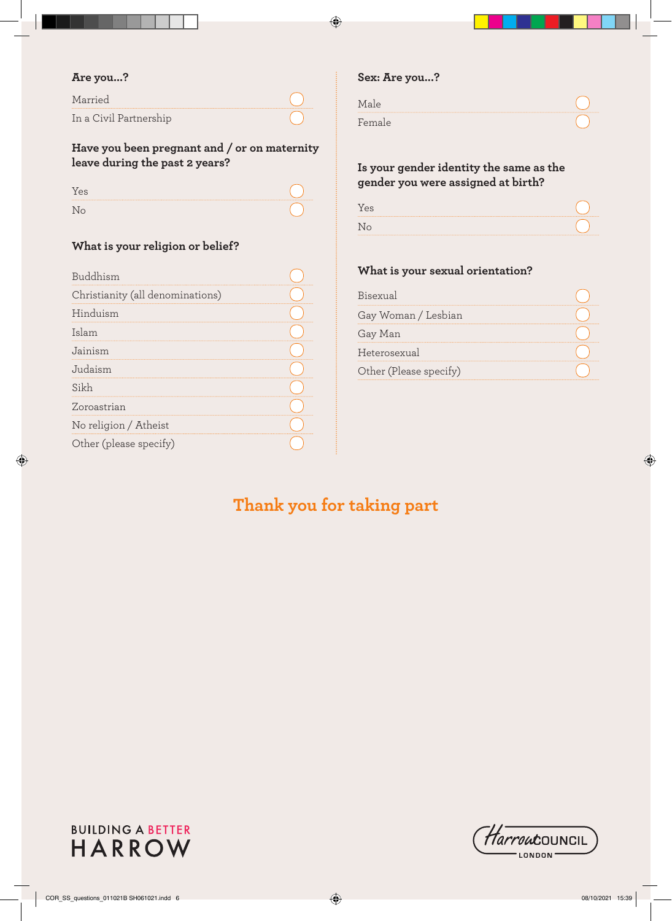**Are you...?**

- Married
- In a Civil Partnership

**Have you been pregnant and / or on maternity leave during the past 2 years?**

- Yes
- No

**What is your religion or belief?**

- Buddhism
- Christianity (all denominations)
- Hinduism
- Islam
- Jainism
- Judaism
- Sikh
- Zoroastrian
- No religion / Atheist
- Other (please specify)

**Sex: Are you...?**

- Male
- Female

**Is your gender identity the same as the gender you were assigned at birth?**

- Yes
- No

**What is your sexual orientation?**

- Bisexual
- Gay Woman / Lesbian
- Gay Man
- Heterosexual
- Other (Please specify)

## Thank you for taking part

BUILDING A BETTER HARROW

Harrow COUNCIL LONDON